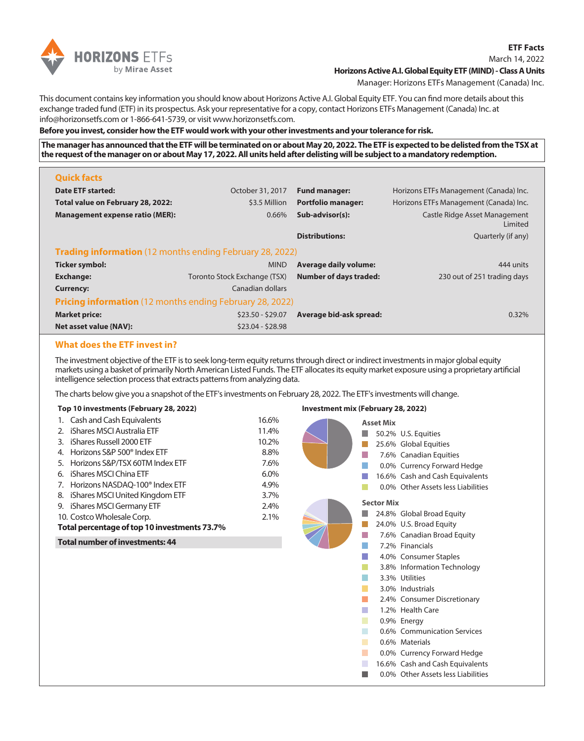**ETF Facts**
March 14, 2022
**Horizons Active A.I. Global Equity ETF (MIND) - Class A Units**
Manager: Horizons ETFs Management (Canada) Inc.

This document contains key information you should know about Horizons Active A.I. Global Equity ETF. You can find more details about this exchange traded fund (ETF) in its prospectus. Ask your representative for a copy, contact Horizons ETFs Management (Canada) Inc. at info@horizonsetfs.com or 1-866-641-5739, or visit www.horizonsetfs.com.

**Before you invest, consider how the ETF would work with your other investments and your tolerance for risk.**

**The manager has announced that the ETF will be terminated on or about May 20, 2022. The ETF is expected to be delisted from the TSX at the request of the manager on or about May 17, 2022. All units held after delisting will be subject to a mandatory redemption.**

## Quick facts

| | | | |
|---|---|---|---|
| **Date ETF started:** | October 31, 2017 | **Fund manager:** | Horizons ETFs Management (Canada) Inc. |
| **Total value on February 28, 2022:** | $3.5 Million | **Portfolio manager:** | Horizons ETFs Management (Canada) Inc. |
| **Management expense ratio (MER):** | 0.66% | **Sub-advisor(s):** | Castle Ridge Asset Management Limited |
| | | **Distributions:** | Quarterly (if any) |

## Trading information (12 months ending February 28, 2022)

| | | | |
|---|---|---|---|
| **Ticker symbol:** | MIND | **Average daily volume:** | 444 units |
| **Exchange:** | Toronto Stock Exchange (TSX) | **Number of days traded:** | 230 out of 251 trading days |
| **Currency:** | Canadian dollars | | |

## Pricing information (12 months ending February 28, 2022)

| | | | |
|---|---|---|---|
| **Market price:** | $23.50 - $29.07 | **Average bid-ask spread:** | 0.32% |
| **Net asset value {NAV}:** | $23.04 - $28.98 | | |

## What does the ETF invest in?

The investment objective of the ETF is to seek long-term equity returns through direct or indirect investments in major global equity markets using a basket of primarily North American Listed Funds. The ETF allocates its equity market exposure using a proprietary artificial intelligence selection process that extracts patterns from analyzing data.

The charts below give you a snapshot of the ETF's investments on February 28, 2022. The ETF's investments will change.

**Top 10 investments (February 28, 2022)**

| Investment | % |
|---|---|
| 1. Cash and Cash Equivalents | 16.6% |
| 2. iShares MSCI Australia ETF | 11.4% |
| 3. iShares Russell 2000 ETF | 10.2% |
| 4. Horizons S&P 500® Index ETF | 8.8% |
| 5. Horizons S&P/TSX 60TM Index ETF | 7.6% |
| 6. iShares MSCI China ETF | 6.0% |
| 7. Horizons NASDAQ-100® Index ETF | 4.9% |
| 8. iShares MSCI United Kingdom ETF | 3.7% |
| 9. iShares MSCI Germany ETF | 2.4% |
| 10. Costco Wholesale Corp. | 2.1% |
| **Total percentage of top 10 investments** | **73.7%** |

**Total number of investments: 44**

**Investment mix (February 28, 2022)**

**Asset Mix**

| % | Asset |
|---|---|
| 50.2% | U.S. Equities |
| 25.6% | Global Equities |
| 7.6% | Canadian Equities |
| 0.0% | Currency Forward Hedge |
| 16.6% | Cash and Cash Equivalents |
| 0.0% | Other Assets less Liabilities |

**Sector Mix**

| % | Sector |
|---|---|
| 24.8% | Global Broad Equity |
| 24.0% | U.S. Broad Equity |
| 7.6% | Canadian Broad Equity |
| 7.2% | Financials |
| 4.0% | Consumer Staples |
| 3.8% | Information Technology |
| 3.3% | Utilities |
| 3.0% | Industrials |
| 2.4% | Consumer Discretionary |
| 1.2% | Health Care |
| 0.9% | Energy |
| 0.6% | Communication Services |
| 0.6% | Materials |
| 0.0% | Currency Forward Hedge |
| 16.6% | Cash and Cash Equivalents |
| 0.0% | Other Assets less Liabilities |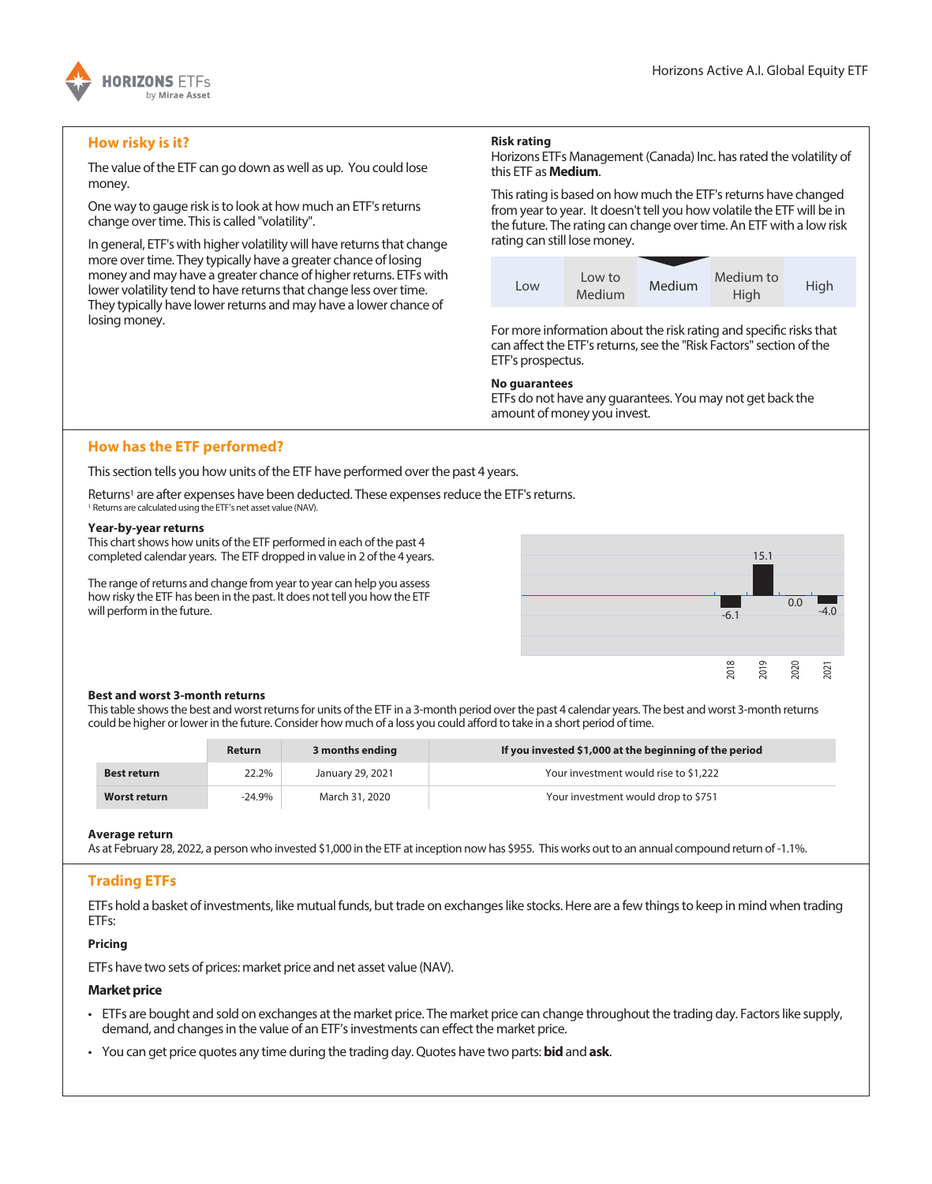## How risky is it?

The value of the ETF can go down as well as up. You could lose money.

One way to gauge risk is to look at how much an ETF's returns change over time. This is called "volatility".

In general, ETF's with higher volatility will have returns that change more over time. They typically have a greater chance of losing money and may have a greater chance of higher returns. ETFs with lower volatility tend to have returns that change less over time. They typically have lower returns and may have a lower chance of losing money.

**Risk rating**

Horizons ETFs Management (Canada) Inc. has rated the volatility of this ETF as **Medium**.

This rating is based on how much the ETF's returns have changed from year to year. It doesn't tell you how volatile the ETF will be in the future. The rating can change over time. An ETF with a low risk rating can still lose money.

| Low | Low to Medium | Medium | Medium to High | High |
|---|---|---|---|---|

For more information about the risk rating and specific risks that can affect the ETF's returns, see the "Risk Factors" section of the ETF's prospectus.

**No guarantees**

ETFs do not have any guarantees. You may not get back the amount of money you invest.

## How has the ETF performed?

This section tells you how units of the ETF have performed over the past 4 years.

Returns[1] are after expenses have been deducted. These expenses reduce the ETF's returns.

[1] Returns are calculated using the ETF's net asset value (NAV).

**Year-by-year returns**

This chart shows how units of the ETF performed in each of the past 4 completed calendar years. The ETF dropped in value in 2 of the 4 years.

The range of returns and change from year to year can help you assess how risky the ETF has been in the past. It does not tell you how the ETF will perform in the future.

| 2018 | 2019 | 2020 | 2021 |
|---|---|---|---|
| -6.1 | 15.1 | 0.0 | -4.0 |

**Best and worst 3-month returns**

This table shows the best and worst returns for units of the ETF in a 3-month period over the past 4 calendar years. The best and worst 3-month returns could be higher or lower in the future. Consider how much of a loss you could afford to take in a short period of time.

| | Return | 3 months ending | If you invested $1,000 at the beginning of the period |
|---|---|---|---|
| **Best return** | 22.2% | January 29, 2021 | Your investment would rise to $1,222 |
| **Worst return** | -24.9% | March 31, 2020 | Your investment would drop to $751 |

**Average return**

As at February 28, 2022, a person who invested $1,000 in the ETF at inception now has $955. This works out to an annual compound return of -1.1%.

## Trading ETFs

ETFs hold a basket of investments, like mutual funds, but trade on exchanges like stocks. Here are a few things to keep in mind when trading ETFs:

**Pricing**

ETFs have two sets of prices: market price and net asset value (NAV).

**Market price**

- ETFs are bought and sold on exchanges at the market price. The market price can change throughout the trading day. Factors like supply, demand, and changes in the value of an ETF's investments can effect the market price.
- You can get price quotes any time during the trading day. Quotes have two parts: **bid** and **ask**.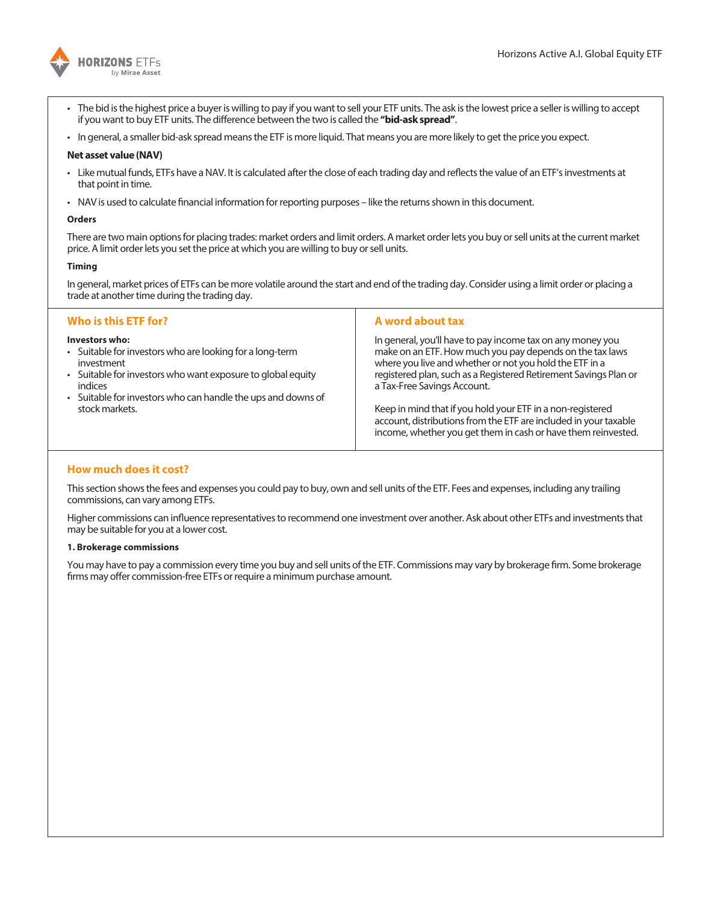- The bid is the highest price a buyer is willing to pay if you want to sell your ETF units. The ask is the lowest price a seller is willing to accept if you want to buy ETF units. The difference between the two is called the **"bid-ask spread"**.
- In general, a smaller bid-ask spread means the ETF is more liquid. That means you are more likely to get the price you expect.

**Net asset value (NAV)**

- Like mutual funds, ETFs have a NAV. It is calculated after the close of each trading day and reflects the value of an ETF's investments at that point in time.
- NAV is used to calculate financial information for reporting purposes – like the returns shown in this document.

**Orders**

There are two main options for placing trades: market orders and limit orders. A market order lets you buy or sell units at the current market price. A limit order lets you set the price at which you are willing to buy or sell units.

**Timing**

In general, market prices of ETFs can be more volatile around the start and end of the trading day. Consider using a limit order or placing a trade at another time during the trading day.

## Who is this ETF for?

**Investors who:**

- Suitable for investors who are looking for a long-term investment
- Suitable for investors who want exposure to global equity indices
- Suitable for investors who can handle the ups and downs of stock markets.

## A word about tax

In general, you'll have to pay income tax on any money you make on an ETF. How much you pay depends on the tax laws where you live and whether or not you hold the ETF in a registered plan, such as a Registered Retirement Savings Plan or a Tax-Free Savings Account.

Keep in mind that if you hold your ETF in a non-registered account, distributions from the ETF are included in your taxable income, whether you get them in cash or have them reinvested.

## How much does it cost?

This section shows the fees and expenses you could pay to buy, own and sell units of the ETF. Fees and expenses, including any trailing commissions, can vary among ETFs.

Higher commissions can influence representatives to recommend one investment over another. Ask about other ETFs and investments that may be suitable for you at a lower cost.

**1. Brokerage commissions**

You may have to pay a commission every time you buy and sell units of the ETF. Commissions may vary by brokerage firm. Some brokerage firms may offer commission-free ETFs or require a minimum purchase amount.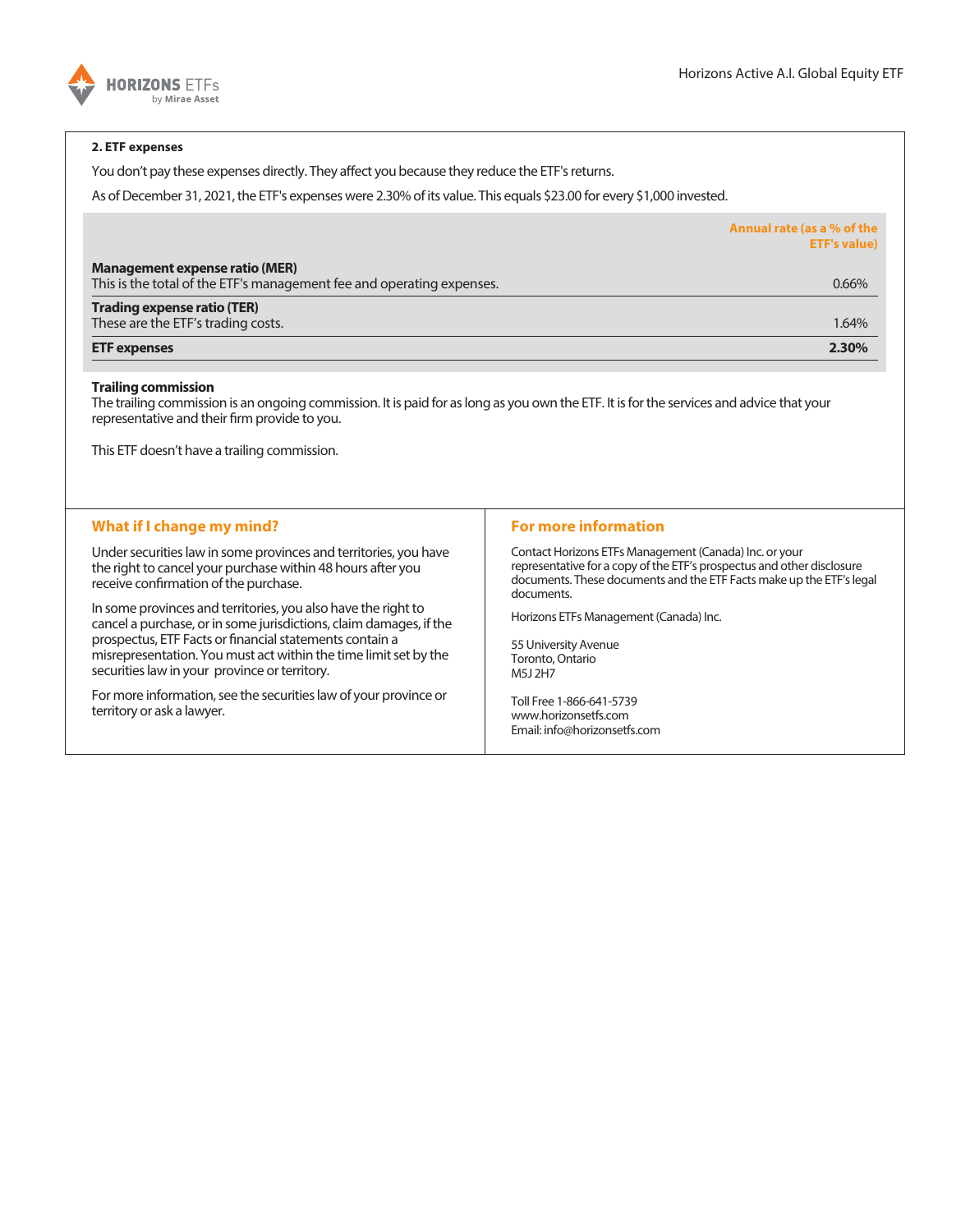**2. ETF expenses**

You don't pay these expenses directly. They affect you because they reduce the ETF's returns.

As of December 31, 2021, the ETF's expenses were 2.30% of its value. This equals $23.00 for every $1,000 invested.

| | Annual rate (as a % of the ETF's value) |
|---|---|
| **Management expense ratio (MER)**<br>This is the total of the ETF's management fee and operating expenses. | 0.66% |
| **Trading expense ratio (TER)**<br>These are the ETF's trading costs. | 1.64% |
| **ETF expenses** | **2.30%** |

**Trailing commission**

The trailing commission is an ongoing commission. It is paid for as long as you own the ETF. It is for the services and advice that your representative and their firm provide to you.

This ETF doesn't have a trailing commission.

## What if I change my mind?

Under securities law in some provinces and territories, you have the right to cancel your purchase within 48 hours after you receive confirmation of the purchase.

In some provinces and territories, you also have the right to cancel a purchase, or in some jurisdictions, claim damages, if the prospectus, ETF Facts or financial statements contain a misrepresentation. You must act within the time limit set by the securities law in your province or territory.

For more information, see the securities law of your province or territory or ask a lawyer.

## For more information

Contact Horizons ETFs Management (Canada) Inc. or your representative for a copy of the ETF's prospectus and other disclosure documents. These documents and the ETF Facts make up the ETF's legal documents.

Horizons ETFs Management (Canada) Inc.

55 University Avenue
Toronto, Ontario
M5J 2H7

Toll Free 1-866-641-5739
www.horizonsetfs.com
Email: info@horizonsetfs.com